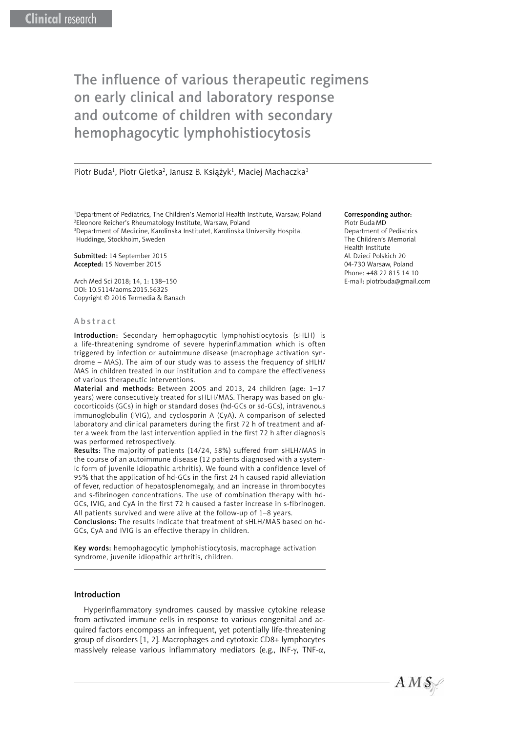Clinical research

# The influence of various therapeutic regimens on early clinical and laboratory response and outcome of children with secondary hemophagocytic lymphohistiocytosis

Piotr Buda[1], Piotr Gietka[2], Janusz B. Książyk[1], Maciej Machaczka[3]

[1]Department of Pediatrics, The Children's Memorial Health Institute, Warsaw, Poland
[2]Eleonore Reicher's Rheumatology Institute, Warsaw, Poland
[3]Department of Medicine, Karolinska Institutet, Karolinska University Hospital Huddinge, Stockholm, Sweden

**Submitted:** 14 September 2015
**Accepted:** 15 November 2015

Arch Med Sci 2018; 14, 1: 138–150
DOI: 10.5114/aoms.2015.56325
Copyright © 2016 Termedia & Banach

**Corresponding author:**
Piotr Buda MD
Department of Pediatrics
The Children's Memorial Health Institute
Al. Dzieci Polskich 20
04-730 Warsaw, Poland
Phone: +48 22 815 14 10
E-mail: piotrbuda@gmail.com

## Abstract

**Introduction:** Secondary hemophagocytic lymphohistiocytosis (sHLH) is a life-threatening syndrome of severe hyperinflammation which is often triggered by infection or autoimmune disease (macrophage activation syndrome – MAS). The aim of our study was to assess the frequency of sHLH/MAS in children treated in our institution and to compare the effectiveness of various therapeutic interventions.

**Material and methods:** Between 2005 and 2013, 24 children (age: 1–17 years) were consecutively treated for sHLH/MAS. Therapy was based on glucocorticoids (GCs) in high or standard doses (hd-GCs or sd-GCs), intravenous immunoglobulin (IVIG), and cyclosporin A (CyA). A comparison of selected laboratory and clinical parameters during the first 72 h of treatment and after a week from the last intervention applied in the first 72 h after diagnosis was performed retrospectively.

**Results:** The majority of patients (14/24, 58%) suffered from sHLH/MAS in the course of an autoimmune disease (12 patients diagnosed with a systemic form of juvenile idiopathic arthritis). We found with a confidence level of 95% that the application of hd-GCs in the first 24 h caused rapid alleviation of fever, reduction of hepatosplenomegaly, and an increase in thrombocytes and s-fibrinogen concentrations. The use of combination therapy with hd-GCs, IVIG, and CyA in the first 72 h caused a faster increase in s-fibrinogen. All patients survived and were alive at the follow-up of 1–8 years.

**Conclusions:** The results indicate that treatment of sHLH/MAS based on hd-GCs, CyA and IVIG is an effective therapy in children.

**Key words:** hemophagocytic lymphohistiocytosis, macrophage activation syndrome, juvenile idiopathic arthritis, children.

## Introduction

Hyperinflammatory syndromes caused by massive cytokine release from activated immune cells in response to various congenital and acquired factors encompass an infrequent, yet potentially life-threatening group of disorders [1, 2]. Macrophages and cytotoxic CD8+ lymphocytes massively release various inflammatory mediators (e.g., INF-γ, TNF-α,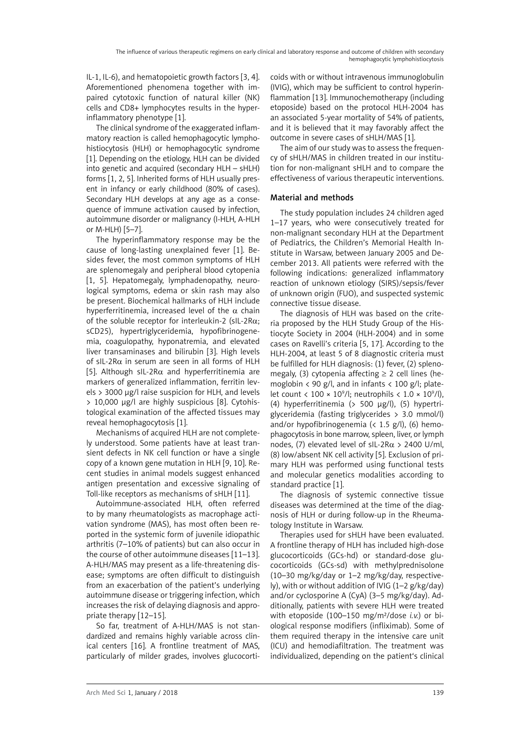IL-1, IL-6), and hematopoietic growth factors [3, 4]. Aforementioned phenomena together with impaired cytotoxic function of natural killer (NK) cells and CD8+ lymphocytes results in the hyperinflammatory phenotype [1].

The clinical syndrome of the exaggerated inflammatory reaction is called hemophagocytic lymphohistiocytosis (HLH) or hemophagocytic syndrome [1]. Depending on the etiology, HLH can be divided into genetic and acquired (secondary HLH – sHLH) forms [1, 2, 5]. Inherited forms of HLH usually present in infancy or early childhood (80% of cases). Secondary HLH develops at any age as a consequence of immune activation caused by infection, autoimmune disorder or malignancy (I-HLH, A-HLH or M-HLH) [5–7].

The hyperinflammatory response may be the cause of long-lasting unexplained fever [1]. Besides fever, the most common symptoms of HLH are splenomegaly and peripheral blood cytopenia [1, 5]. Hepatomegaly, lymphadenopathy, neurological symptoms, edema or skin rash may also be present. Biochemical hallmarks of HLH include hyperferritinemia, increased level of the $\alpha$ chain of the soluble receptor for interleukin-2 (sIL-2R$\alpha$; sCD25), hypertriglyceridemia, hypofibrinogenemia, coagulopathy, hyponatremia, and elevated liver transaminases and bilirubin [3]. High levels of sIL-2R$\alpha$ in serum are seen in all forms of HLH [5]. Although sIL-2R$\alpha$ and hyperferritinemia are markers of generalized inflammation, ferritin levels > 3000 µg/l raise suspicion for HLH, and levels > 10,000 µg/l are highly suspicious [8]. Cytohistological examination of the affected tissues may reveal hemophagocytosis [1].

Mechanisms of acquired HLH are not completely understood. Some patients have at least transient defects in NK cell function or have a single copy of a known gene mutation in HLH [9, 10]. Recent studies in animal models suggest enhanced antigen presentation and excessive signaling of Toll-like receptors as mechanisms of sHLH [11].

Autoimmune-associated HLH, often referred to by many rheumatologists as macrophage activation syndrome (MAS), has most often been reported in the systemic form of juvenile idiopathic arthritis (7–10% of patients) but can also occur in the course of other autoimmune diseases [11–13]. A-HLH/MAS may present as a life-threatening disease; symptoms are often difficult to distinguish from an exacerbation of the patient's underlying autoimmune disease or triggering infection, which increases the risk of delaying diagnosis and appropriate therapy [12–15].

So far, treatment of A-HLH/MAS is not standardized and remains highly variable across clinical centers [16]. A frontline treatment of MAS, particularly of milder grades, involves glucocorticoids with or without intravenous immunoglobulin (IVIG), which may be sufficient to control hyperinflammation [13]. Immunochemotherapy (including etoposide) based on the protocol HLH-2004 has an associated 5-year mortality of 54% of patients, and it is believed that it may favorably affect the outcome in severe cases of sHLH/MAS [1].

The aim of our study was to assess the frequency of sHLH/MAS in children treated in our institution for non-malignant sHLH and to compare the effectiveness of various therapeutic interventions.

## Material and methods

The study population includes 24 children aged 1–17 years, who were consecutively treated for non-malignant secondary HLH at the Department of Pediatrics, the Children's Memorial Health Institute in Warsaw, between January 2005 and December 2013. All patients were referred with the following indications: generalized inflammatory reaction of unknown etiology (SIRS)/sepsis/fever of unknown origin (FUO), and suspected systemic connective tissue disease.

The diagnosis of HLH was based on the criteria proposed by the HLH Study Group of the Histiocyte Society in 2004 (HLH-2004) and in some cases on Ravelli's criteria [5, 17]. According to the HLH-2004, at least 5 of 8 diagnostic criteria must be fulfilled for HLH diagnosis: (1) fever, (2) splenomegaly, (3) cytopenia affecting ≥ 2 cell lines (hemoglobin < 90 g/l, and in infants < 100 g/l; platelet count < 100 × $10^9$/l; neutrophils < 1.0 × $10^9$/l), (4) hyperferritinemia (> 500 µg/l), (5) hypertriglyceridemia (fasting triglycerides > 3.0 mmol/l) and/or hypofibrinogenemia (< 1.5 g/l), (6) hemophagocytosis in bone marrow, spleen, liver, or lymph nodes, (7) elevated level of sIL-2R$\alpha$ > 2400 U/ml, (8) low/absent NK cell activity [5]. Exclusion of primary HLH was performed using functional tests and molecular genetics modalities according to standard practice [1].

The diagnosis of systemic connective tissue diseases was determined at the time of the diagnosis of HLH or during follow-up in the Rheumatology Institute in Warsaw.

Therapies used for sHLH have been evaluated. A frontline therapy of HLH has included high-dose glucocorticoids (GCs-hd) or standard-dose glucocorticoids (GCs-sd) with methylprednisolone (10–30 mg/kg/day or 1–2 mg/kg/day, respectively), with or without addition of IVIG (1–2 g/kg/day) and/or cyclosporine A (CyA) (3–5 mg/kg/day). Additionally, patients with severe HLH were treated with etoposide (100–150 mg/m²/dose *i.v.*) or biological response modifiers (infliximab). Some of them required therapy in the intensive care unit (ICU) and hemodiafiltration. The treatment was individualized, depending on the patient's clinical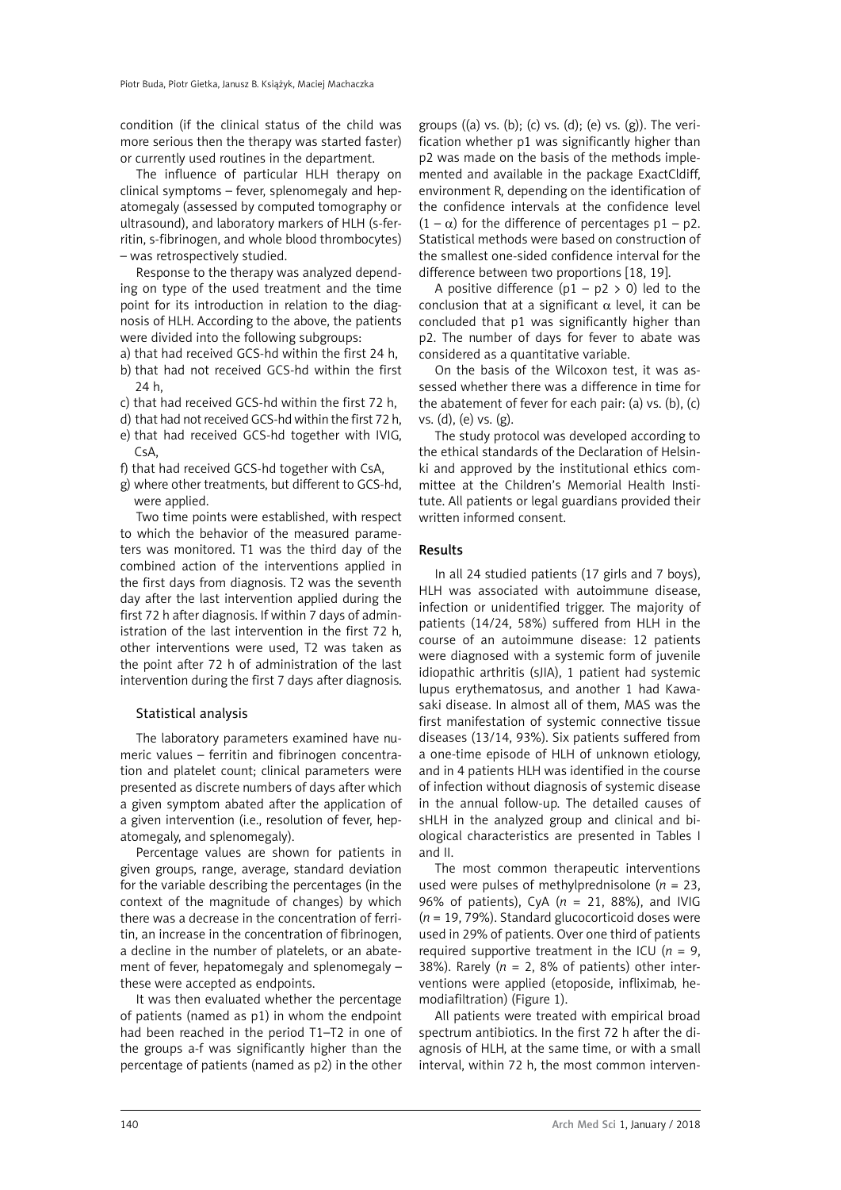condition (if the clinical status of the child was more serious then the therapy was started faster) or currently used routines in the department.

The influence of particular HLH therapy on clinical symptoms – fever, splenomegaly and hepatomegaly (assessed by computed tomography or ultrasound), and laboratory markers of HLH (s-ferritin, s-fibrinogen, and whole blood thrombocytes) – was retrospectively studied.

Response to the therapy was analyzed depending on type of the used treatment and the time point for its introduction in relation to the diagnosis of HLH. According to the above, the patients were divided into the following subgroups:

a) that had received GCS-hd within the first 24 h,
b) that had not received GCS-hd within the first 24 h,
c) that had received GCS-hd within the first 72 h,
d) that had not received GCS-hd within the first 72 h,
e) that had received GCS-hd together with IVIG, CsA,
f) that had received GCS-hd together with CsA,
g) where other treatments, but different to GCS-hd, were applied.

Two time points were established, with respect to which the behavior of the measured parameters was monitored. T1 was the third day of the combined action of the interventions applied in the first days from diagnosis. T2 was the seventh day after the last intervention applied during the first 72 h after diagnosis. If within 7 days of administration of the last intervention in the first 72 h, other interventions were used, T2 was taken as the point after 72 h of administration of the last intervention during the first 7 days after diagnosis.

### Statistical analysis

The laboratory parameters examined have numeric values – ferritin and fibrinogen concentration and platelet count; clinical parameters were presented as discrete numbers of days after which a given symptom abated after the application of a given intervention (i.e., resolution of fever, hepatomegaly, and splenomegaly).

Percentage values are shown for patients in given groups, range, average, standard deviation for the variable describing the percentages (in the context of the magnitude of changes) by which there was a decrease in the concentration of ferritin, an increase in the concentration of fibrinogen, a decline in the number of platelets, or an abatement of fever, hepatomegaly and splenomegaly – these were accepted as endpoints.

It was then evaluated whether the percentage of patients (named as p1) in whom the endpoint had been reached in the period T1–T2 in one of the groups a-f was significantly higher than the percentage of patients (named as p2) in the other groups ((a) vs. (b); (c) vs. (d); (e) vs. (g)). The verification whether p1 was significantly higher than p2 was made on the basis of the methods implemented and available in the package ExactCldiff, environment R, depending on the identification of the confidence intervals at the confidence level $(1 - \alpha)$ for the difference of percentages p1 – p2. Statistical methods were based on construction of the smallest one-sided confidence interval for the difference between two proportions [18, 19].

A positive difference $(p1 - p2 > 0)$ led to the conclusion that at a significant $\alpha$ level, it can be concluded that p1 was significantly higher than p2. The number of days for fever to abate was considered as a quantitative variable.

On the basis of the Wilcoxon test, it was assessed whether there was a difference in time for the abatement of fever for each pair: (a) vs. (b), (c) vs. (d), (e) vs. (g).

The study protocol was developed according to the ethical standards of the Declaration of Helsinki and approved by the institutional ethics committee at the Children's Memorial Health Institute. All patients or legal guardians provided their written informed consent.

## Results

In all 24 studied patients (17 girls and 7 boys), HLH was associated with autoimmune disease, infection or unidentified trigger. The majority of patients (14/24, 58%) suffered from HLH in the course of an autoimmune disease: 12 patients were diagnosed with a systemic form of juvenile idiopathic arthritis (sJIA), 1 patient had systemic lupus erythematosus, and another 1 had Kawasaki disease. In almost all of them, MAS was the first manifestation of systemic connective tissue diseases (13/14, 93%). Six patients suffered from a one-time episode of HLH of unknown etiology, and in 4 patients HLH was identified in the course of infection without diagnosis of systemic disease in the annual follow-up. The detailed causes of sHLH in the analyzed group and clinical and biological characteristics are presented in Tables I and II.

The most common therapeutic interventions used were pulses of methylprednisolone (*n* = 23, 96% of patients), CyA (*n* = 21, 88%), and IVIG (*n* = 19, 79%). Standard glucocorticoid doses were used in 29% of patients. Over one third of patients required supportive treatment in the ICU (*n* = 9, 38%). Rarely (*n* = 2, 8% of patients) other interventions were applied (etoposide, infliximab, hemodiafiltration) (Figure 1).

All patients were treated with empirical broad spectrum antibiotics. In the first 72 h after the diagnosis of HLH, at the same time, or with a small interval, within 72 h, the most common interven-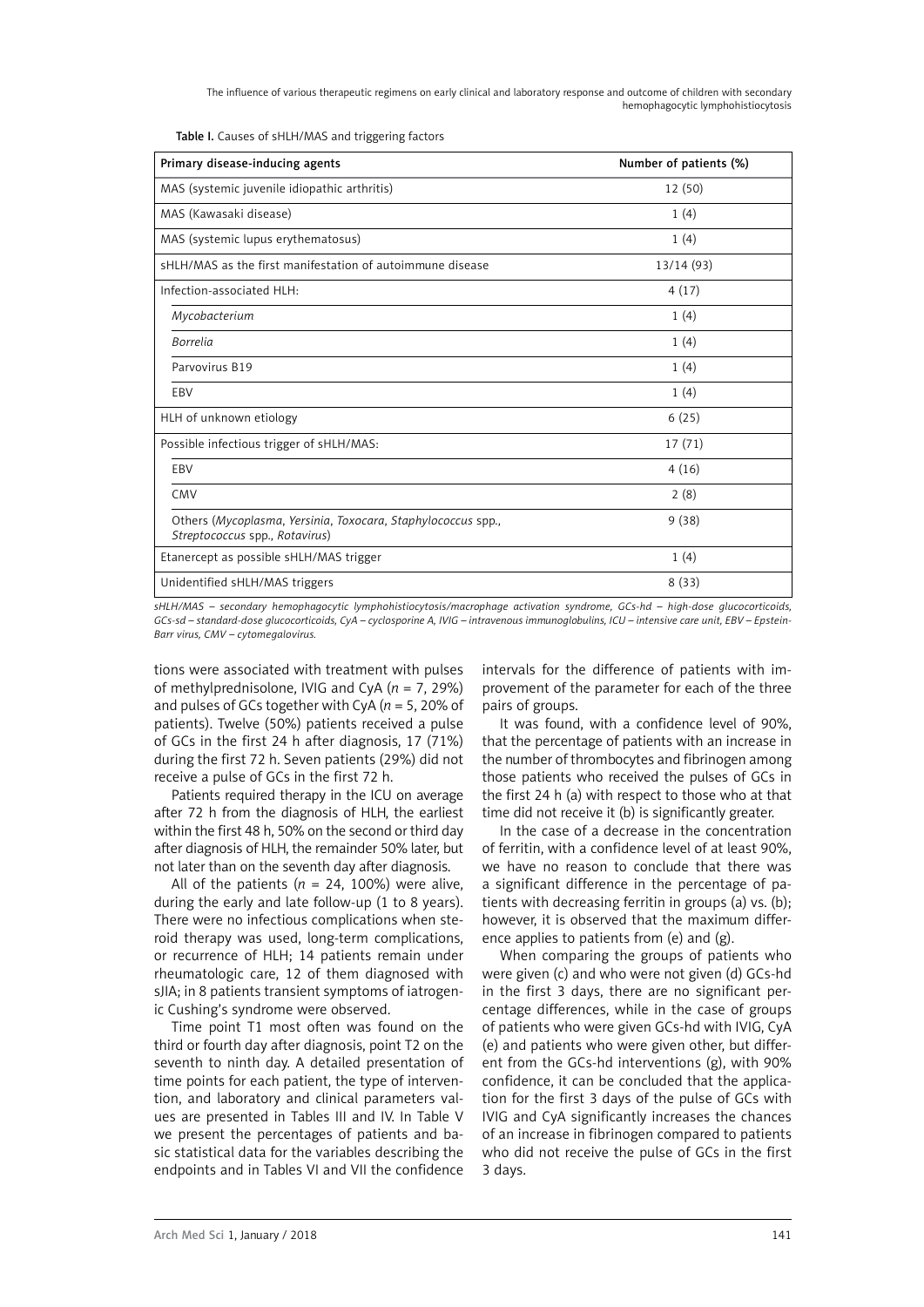Table I. Causes of sHLH/MAS and triggering factors

| Primary disease-inducing agents | Number of patients (%) |
|---|---|
| MAS (systemic juvenile idiopathic arthritis) | 12 (50) |
| MAS (Kawasaki disease) | 1 (4) |
| MAS (systemic lupus erythematosus) | 1 (4) |
| sHLH/MAS as the first manifestation of autoimmune disease | 13/14 (93) |
| Infection-associated HLH: | 4 (17) |
| *Mycobacterium* | 1 (4) |
| *Borrelia* | 1 (4) |
| Parvovirus B19 | 1 (4) |
| EBV | 1 (4) |
| HLH of unknown etiology | 6 (25) |
| Possible infectious trigger of sHLH/MAS: | 17 (71) |
| EBV | 4 (16) |
| CMV | 2 (8) |
| Others (*Mycoplasma*, *Yersinia*, *Toxocara*, *Staphylococcus* spp., *Streptococcus* spp., *Rotavirus*) | 9 (38) |
| Etanercept as possible sHLH/MAS trigger | 1 (4) |
| Unidentified sHLH/MAS triggers | 8 (33) |

*sHLH/MAS – secondary hemophagocytic lymphohistiocytosis/macrophage activation syndrome, GCs-hd – high-dose glucocorticoids, GCs-sd – standard-dose glucocorticoids, CyA – cyclosporine A, IVIG – intravenous immunoglobulins, ICU – intensive care unit, EBV – Epstein-Barr virus, CMV – cytomegalovirus.*

tions were associated with treatment with pulses of methylprednisolone, IVIG and CyA (*n* = 7, 29%) and pulses of GCs together with CyA (*n* = 5, 20% of patients). Twelve (50%) patients received a pulse of GCs in the first 24 h after diagnosis, 17 (71%) during the first 72 h. Seven patients (29%) did not receive a pulse of GCs in the first 72 h.

Patients required therapy in the ICU on average after 72 h from the diagnosis of HLH, the earliest within the first 48 h, 50% on the second or third day after diagnosis of HLH, the remainder 50% later, but not later than on the seventh day after diagnosis.

All of the patients (*n* = 24, 100%) were alive, during the early and late follow-up (1 to 8 years). There were no infectious complications when steroid therapy was used, long-term complications, or recurrence of HLH; 14 patients remain under rheumatologic care, 12 of them diagnosed with sJIA; in 8 patients transient symptoms of iatrogenic Cushing's syndrome were observed.

Time point T1 most often was found on the third or fourth day after diagnosis, point T2 on the seventh to ninth day. A detailed presentation of time points for each patient, the type of intervention, and laboratory and clinical parameters values are presented in Tables III and IV. In Table V we present the percentages of patients and basic statistical data for the variables describing the endpoints and in Tables VI and VII the confidence intervals for the difference of patients with improvement of the parameter for each of the three pairs of groups.

It was found, with a confidence level of 90%, that the percentage of patients with an increase in the number of thrombocytes and fibrinogen among those patients who received the pulses of GCs in the first 24 h (a) with respect to those who at that time did not receive it (b) is significantly greater.

In the case of a decrease in the concentration of ferritin, with a confidence level of at least 90%, we have no reason to conclude that there was a significant difference in the percentage of patients with decreasing ferritin in groups (a) vs. (b); however, it is observed that the maximum difference applies to patients from (e) and (g).

When comparing the groups of patients who were given (c) and who were not given (d) GCs-hd in the first 3 days, there are no significant percentage differences, while in the case of groups of patients who were given GCs-hd with IVIG, CyA (e) and patients who were given other, but different from the GCs-hd interventions (g), with 90% confidence, it can be concluded that the application for the first 3 days of the pulse of GCs with IVIG and CyA significantly increases the chances of an increase in fibrinogen compared to patients who did not receive the pulse of GCs in the first 3 days.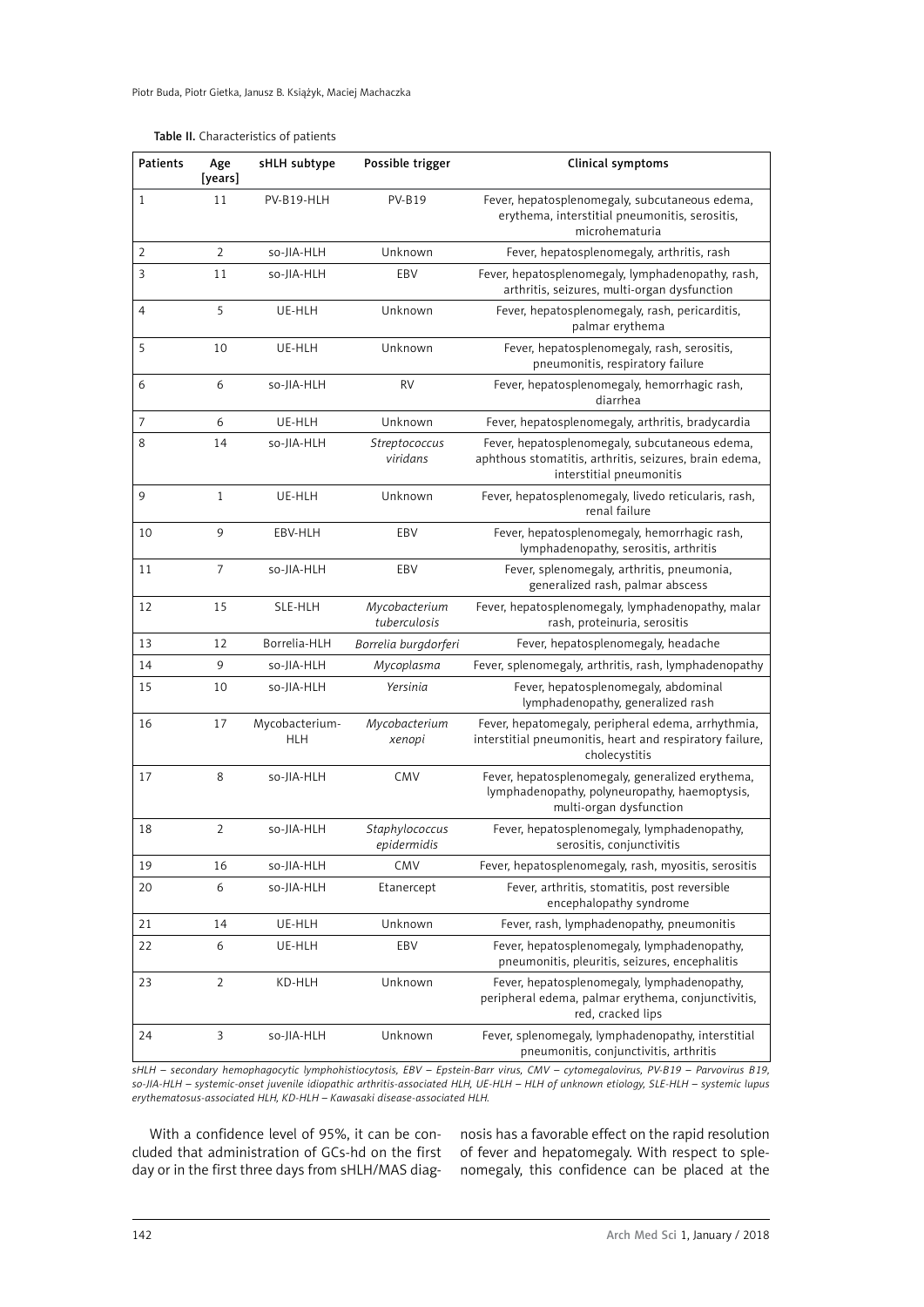**Table II.** Characteristics of patients

| Patients | Age [years] | sHLH subtype | Possible trigger | Clinical symptoms |
|---|---|---|---|---|
| 1 | 11 | PV-B19-HLH | PV-B19 | Fever, hepatosplenomegaly, subcutaneous edema, erythema, interstitial pneumonitis, serositis, microhematuria |
| 2 | 2 | so-JIA-HLH | Unknown | Fever, hepatosplenomegaly, arthritis, rash |
| 3 | 11 | so-JIA-HLH | EBV | Fever, hepatosplenomegaly, lymphadenopathy, rash, arthritis, seizures, multi-organ dysfunction |
| 4 | 5 | UE-HLH | Unknown | Fever, hepatosplenomegaly, rash, pericarditis, palmar erythema |
| 5 | 10 | UE-HLH | Unknown | Fever, hepatosplenomegaly, rash, serositis, pneumonitis, respiratory failure |
| 6 | 6 | so-JIA-HLH | RV | Fever, hepatosplenomegaly, hemorrhagic rash, diarrhea |
| 7 | 6 | UE-HLH | Unknown | Fever, hepatosplenomegaly, arthritis, bradycardia |
| 8 | 14 | so-JIA-HLH | *Streptococcus viridans* | Fever, hepatosplenomegaly, subcutaneous edema, aphthous stomatitis, arthritis, seizures, brain edema, interstitial pneumonitis |
| 9 | 1 | UE-HLH | Unknown | Fever, hepatosplenomegaly, livedo reticularis, rash, renal failure |
| 10 | 9 | EBV-HLH | EBV | Fever, hepatosplenomegaly, hemorrhagic rash, lymphadenopathy, serositis, arthritis |
| 11 | 7 | so-JIA-HLH | EBV | Fever, splenomegaly, arthritis, pneumonia, generalized rash, palmar abscess |
| 12 | 15 | SLE-HLH | *Mycobacterium tuberculosis* | Fever, hepatosplenomegaly, lymphadenopathy, malar rash, proteinuria, serositis |
| 13 | 12 | Borrelia-HLH | *Borrelia burgdorferi* | Fever, hepatosplenomegaly, headache |
| 14 | 9 | so-JIA-HLH | *Mycoplasma* | Fever, splenomegaly, arthritis, rash, lymphadenopathy |
| 15 | 10 | so-JIA-HLH | *Yersinia* | Fever, hepatosplenomegaly, abdominal lymphadenopathy, generalized rash |
| 16 | 17 | Mycobacterium-HLH | *Mycobacterium xenopi* | Fever, hepatomegaly, peripheral edema, arrhythmia, interstitial pneumonitis, heart and respiratory failure, cholecystitis |
| 17 | 8 | so-JIA-HLH | CMV | Fever, hepatosplenomegaly, generalized erythema, lymphadenopathy, polyneuropathy, haemoptysis, multi-organ dysfunction |
| 18 | 2 | so-JIA-HLH | *Staphylococcus epidermidis* | Fever, hepatosplenomegaly, lymphadenopathy, serositis, conjunctivitis |
| 19 | 16 | so-JIA-HLH | CMV | Fever, hepatosplenomegaly, rash, myositis, serositis |
| 20 | 6 | so-JIA-HLH | Etanercept | Fever, arthritis, stomatitis, post reversible encephalopathy syndrome |
| 21 | 14 | UE-HLH | Unknown | Fever, rash, lymphadenopathy, pneumonitis |
| 22 | 6 | UE-HLH | EBV | Fever, hepatosplenomegaly, lymphadenopathy, pneumonitis, pleuritis, seizures, encephalitis |
| 23 | 2 | KD-HLH | Unknown | Fever, hepatosplenomegaly, lymphadenopathy, peripheral edema, palmar erythema, conjunctivitis, red, cracked lips |
| 24 | 3 | so-JIA-HLH | Unknown | Fever, splenomegaly, lymphadenopathy, interstitial pneumonitis, conjunctivitis, arthritis |

*sHLH – secondary hemophagocytic lymphohistiocytosis, EBV – Epstein-Barr virus, CMV – cytomegalovirus, PV-B19 – Parvovirus B19, so-JIA-HLH – systemic-onset juvenile idiopathic arthritis-associated HLH, UE-HLH – HLH of unknown etiology, SLE-HLH – systemic lupus erythematosus-associated HLH, KD-HLH – Kawasaki disease-associated HLH.*

With a confidence level of 95%, it can be concluded that administration of GCs-hd on the first day or in the first three days from sHLH/MAS diagnosis has a favorable effect on the rapid resolution of fever and hepatomegaly. With respect to splenomegaly, this confidence can be placed at the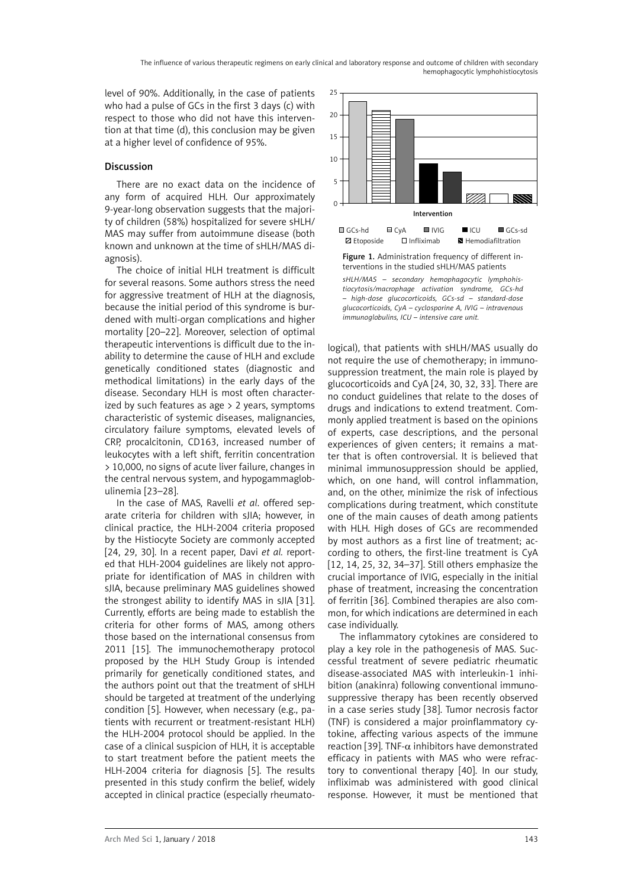level of 90%. Additionally, in the case of patients who had a pulse of GCs in the first 3 days (c) with respect to those who did not have this intervention at that time (d), this conclusion may be given at a higher level of confidence of 95%.

## Discussion

There are no exact data on the incidence of any form of acquired HLH. Our approximately 9-year-long observation suggests that the majority of children (58%) hospitalized for severe sHLH/MAS may suffer from autoimmune disease (both known and unknown at the time of sHLH/MAS diagnosis).

The choice of initial HLH treatment is difficult for several reasons. Some authors stress the need for aggressive treatment of HLH at the diagnosis, because the initial period of this syndrome is burdened with multi-organ complications and higher mortality [20–22]. Moreover, selection of optimal therapeutic interventions is difficult due to the inability to determine the cause of HLH and exclude genetically conditioned states (diagnostic and methodical limitations) in the early days of the disease. Secondary HLH is most often characterized by such features as age > 2 years, symptoms characteristic of systemic diseases, malignancies, circulatory failure symptoms, elevated levels of CRP, procalcitonin, CD163, increased number of leukocytes with a left shift, ferritin concentration > 10,000, no signs of acute liver failure, changes in the central nervous system, and hypogammaglobulinemia [23–28].

In the case of MAS, Ravelli *et al*. offered separate criteria for children with sJIA; however, in clinical practice, the HLH-2004 criteria proposed by the Histiocyte Society are commonly accepted [24, 29, 30]. In a recent paper, Davi *et al.* reported that HLH-2004 guidelines are likely not appropriate for identification of MAS in children with sJIA, because preliminary MAS guidelines showed the strongest ability to identify MAS in sJIA [31]. Currently, efforts are being made to establish the criteria for other forms of MAS, among others those based on the international consensus from 2011 [15]. The immunochemotherapy protocol proposed by the HLH Study Group is intended primarily for genetically conditioned states, and the authors point out that the treatment of sHLH should be targeted at treatment of the underlying condition [5]. However, when necessary (e.g., patients with recurrent or treatment-resistant HLH) the HLH-2004 protocol should be applied. In the case of a clinical suspicion of HLH, it is acceptable to start treatment before the patient meets the HLH-2004 criteria for diagnosis [5]. The results presented in this study confirm the belief, widely accepted in clinical practice (especially rheumatological), that patients with sHLH/MAS usually do not require the use of chemotherapy; in immunosuppression treatment, the main role is played by glucocorticoids and CyA [24, 30, 32, 33]. There are no conduct guidelines that relate to the doses of drugs and indications to extend treatment. Commonly applied treatment is based on the opinions of experts, case descriptions, and the personal experiences of given centers; it remains a matter that is often controversial. It is believed that minimal immunosuppression should be applied, which, on one hand, will control inflammation, and, on the other, minimize the risk of infectious complications during treatment, which constitute one of the main causes of death among patients with HLH. High doses of GCs are recommended by most authors as a first line of treatment; according to others, the first-line treatment is CyA [12, 14, 25, 32, 34–37]. Still others emphasize the crucial importance of IVIG, especially in the initial phase of treatment, increasing the concentration of ferritin [36]. Combined therapies are also common, for which indications are determined in each case individually.

Figure 1. Administration frequency of different interventions in the studied sHLH/MAS patients

*sHLH/MAS – secondary hemophagocytic lymphohistiocytosis/macrophage activation syndrome, GCs-hd – high-dose glucocorticoids, GCs-sd – standard-dose glucocorticoids, CyA – cyclosporine A, IVIG – intravenous immunoglobulins, ICU – intensive care unit.*

The inflammatory cytokines are considered to play a key role in the pathogenesis of MAS. Successful treatment of severe pediatric rheumatic disease-associated MAS with interleukin-1 inhibition (anakinra) following conventional immunosuppressive therapy has been recently observed in a case series study [38]. Tumor necrosis factor (TNF) is considered a major proinflammatory cytokine, affecting various aspects of the immune reaction [39]. TNF-$\alpha$ inhibitors have demonstrated efficacy in patients with MAS who were refractory to conventional therapy [40]. In our study, infliximab was administered with good clinical response. However, it must be mentioned that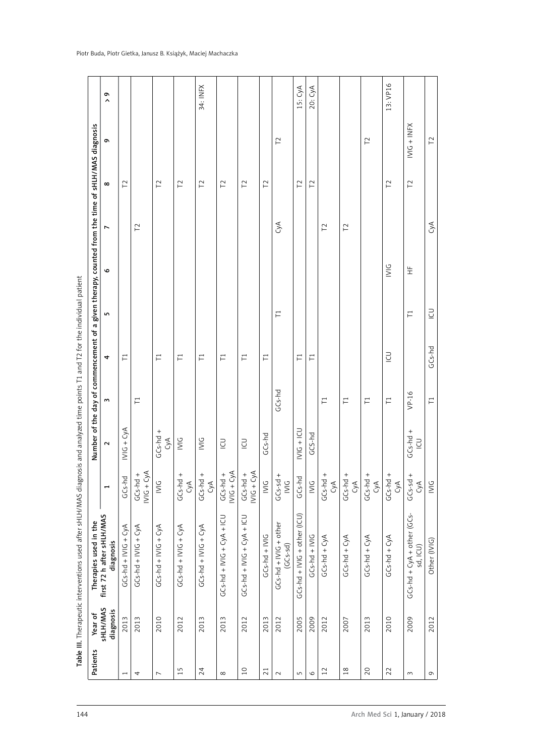**Table III.** Therapeutic interventions used after sHLH/MAS diagnosis and analyzed time points T1 and T2 for the individual patient

| Patients | Year of sHLH/MAS diagnosis | Therapies used in the first 72 h after sHLH/MAS diagnosis | Number of the day of commencement of a given therapy, counted from the time of sHLH/MAS diagnosis | | | | | | | | | |
|---|---|---|---|---|---|---|---|---|---|---|---|---|
| | | | 1 | 2 | 3 | 4 | 5 | 6 | 7 | 8 | 9 | > 9 |
| 1 | 2013 | GCs-hd + IVIG + CyA | GCs-hd | IVIG + CyA | | T1 | | | | T2 | | |
| 4 | 2013 | GCs-hd + IVIG + CyA | GCs-hd + IVIG + CyA | | T1 | | | | T2 | | | |
| 7 | 2010 | GCs-hd + IVIG + CyA | IVIG | GCs-hd + CyA | | T1 | | | | T2 | | |
| 15 | 2012 | GCs-hd + IVIG + CyA | GCs-hd + CyA | IVIG | | T1 | | | | T2 | | |
| 24 | 2013 | GCs-hd + IVIG + CyA | GCs-hd + CyA | IVIG | | T1 | | | | T2 | | 34: INFX |
| 8 | 2013 | GCs-hd + IVIG + CyA + ICU | GCs-hd + IVIG + CyA | ICU | | T1 | | | | T2 | | |
| 10 | 2012 | GCs-hd + IVIG + CyA + ICU | GCs-hd + IVIG + CyA | ICU | | T1 | | | | T2 | | |
| 21 | 2013 | GCs-hd + IVIG | IVIG | GCs-hd | | T1 | | | | T2 | | |
| 2 | 2012 | GCs-hd + IVIG + other (GCs-sd) | GCs-sd + IVIG | | GCs-hd | | T1 | | CyA | | T2 | |
| 5 | 2005 | GCs-hd + IVIG + other (ICU) | GCs-hd | IVIG + ICU | | T1 | | | | T2 | | 15: CyA |
| 6 | 2009 | GCs-hd + IVIG | IVIG | GCs-hd | | T1 | | | | T2 | | 20: CyA |
| 12 | 2012 | GCs-hd + CyA | GCs-hd + CyA | | T1 | | | | T2 | | | |
| 18 | 2007 | GCs-hd + CyA | GCs-hd + CyA | | T1 | | | | T2 | | | |
| 20 | 2013 | GCs-hd + CyA | GCs-hd + CyA | | T1 | ICU | | IVIG | | | T2 | |
| 22 | 2010 | GCs-hd + CyA | GCs-hd + CyA | | T1 | | | | | T2 | | 13: VP16 |
| 3 | 2009 | GCs-hd + CyA + other (GCs-sd, ICU) | GCs-sd + CyA | GCs-hd + ICU | VP-16 | | T1 | HF | | T2 | IVIG + INFX | |
| 9 | 2012 | Other (IVIG) | IVIG | | T1 | GCs-hd | ICU | | CyA | | T2 | |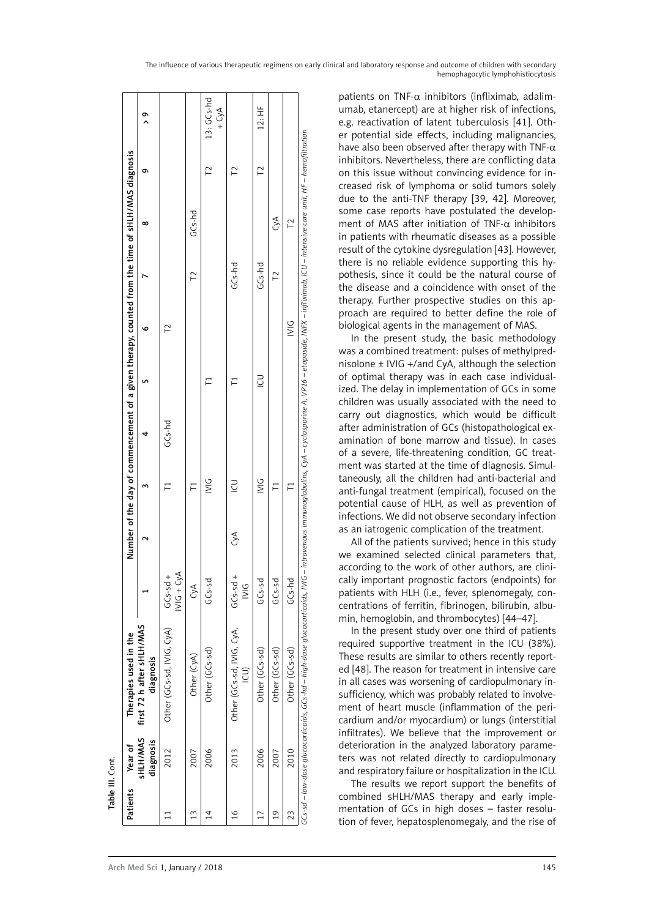**Table III.** Cont.

| Patients | Year of sHLH/MAS diagnosis | Therapies used in the first 72 h after sHLH/MAS diagnosis | Number of the day of commencement of a given therapy, counted from the time of sHLH/MAS diagnosis | | | | | | | | | |
|---|---|---|---|---|---|---|---|---|---|---|---|---|
| | | | 1 | 2 | 3 | 4 | 5 | 6 | 7 | 8 | 9 | > 9 |
| 11 | 2012 | Other (GCs-sd, IVIG, CyA) | GCs-sd + IVIG + CyA | | T1 | GCs-hd | | T2 | | | | |
| 13 | 2007 | Other (CyA) | CyA | | T1 | | | | T2 | GCs-hd | | |
| 14 | 2006 | Other (GCs-sd) | GCs-sd | | IVIG | | T1 | | | | T2 | 13: GCs-hd + CyA |
| 16 | 2013 | Other (GCs-sd, IVIG, CyA, ICU) | GCs-sd + IVIG | CyA | ICU | | T1 | | GCs-hd | | T2 | |
| 17 | 2006 | Other (GCs-sd) | GCs-sd | | IVIG | | ICU | | GCs-hd | | T2 | 12: HF |
| 19 | 2007 | Other (GCs-sd) | GCs-sd | | T1 | | | | T2 | CyA | | |
| 23 | 2010 | Other (GCs-sd) | GCs-hd | | T1 | | | IVIG | | T2 | | |

*GCs-sd – low-dose glucocorticoids, GCs-hd – high-dose glucocorticoids, IVIG – intravenous immunoglobulins, CyA – cyclosporine A, VP16 – etoposide, INFX – infliximab, ICU – intensive care unit, HF – hemofiltration*

patients on TNF-α inhibitors (infliximab, adalimumab, etanercept) are at higher risk of infections, e.g. reactivation of latent tuberculosis [41]. Other potential side effects, including malignancies, have also been observed after therapy with TNF-α inhibitors. Nevertheless, there are conflicting data on this issue without convincing evidence for increased risk of lymphoma or solid tumors solely due to the anti-TNF therapy [39, 42]. Moreover, some case reports have postulated the development of MAS after initiation of TNF-α inhibitors in patients with rheumatic diseases as a possible result of the cytokine dysregulation [43]. However, there is no reliable evidence supporting this hypothesis, since it could be the natural course of the disease and a coincidence with onset of the therapy. Further prospective studies on this approach are required to better define the role of biological agents in the management of MAS.

In the present study, the basic methodology was a combined treatment: pulses of methylprednisolone ± IVIG +/and CyA, although the selection of optimal therapy was in each case individualized. The delay in implementation of GCs in some children was usually associated with the need to carry out diagnostics, which would be difficult after administration of GCs (histopathological examination of bone marrow and tissue). In cases of a severe, life-threatening condition, GC treatment was started at the time of diagnosis. Simultaneously, all the children had anti-bacterial and anti-fungal treatment (empirical), focused on the potential cause of HLH, as well as prevention of infections. We did not observe secondary infection as an iatrogenic complication of the treatment.

All of the patients survived; hence in this study we examined selected clinical parameters that, according to the work of other authors, are clinically important prognostic factors (endpoints) for patients with HLH (i.e., fever, splenomegaly, concentrations of ferritin, fibrinogen, bilirubin, albumin, hemoglobin, and thrombocytes) [44–47].

In the present study over one third of patients required supportive treatment in the ICU (38%). These results are similar to others recently reported [48]. The reason for treatment in intensive care in all cases was worsening of cardiopulmonary insufficiency, which was probably related to involvement of heart muscle (inflammation of the pericardium and/or myocardium) or lungs (interstitial infiltrates). We believe that the improvement or deterioration in the analyzed laboratory parameters was not related directly to cardiopulmonary and respiratory failure or hospitalization in the ICU.

The results we report support the benefits of combined sHLH/MAS therapy and early implementation of GCs in high doses – faster resolution of fever, hepatosplenomegaly, and the rise of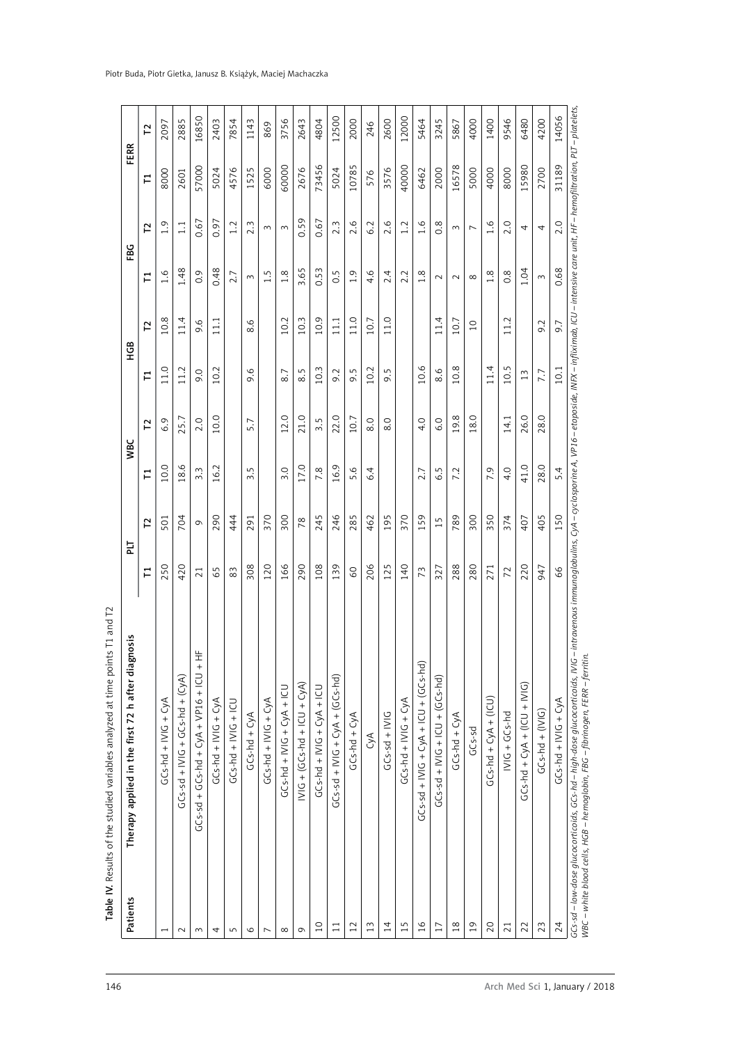**Table IV.** Results of the studied variables analyzed at time points T1 and T2

| Patients | Therapy applied in the first 72 h after diagnosis | PLT | | WBC | | HGB | | FBG | | FERR | |
|---|---|---|---|---|---|---|---|---|---|---|---|
| | | T1 | T2 | T1 | T2 | T1 | T2 | T1 | T2 | T1 | T2 |
| 1 | GCs-hd + IVIG + CyA | 250 | 501 | 10.0 | 6.9 | 11.0 | 10.8 | 1.6 | 1.9 | 8000 | 2097 |
| 2 | GCs-sd + IVIG + GCs-hd + (CyA) | 420 | 704 | 18.6 | 25.7 | 11.2 | 11.4 | 1.48 | 1.1 | 2601 | 2885 |
| 3 | GCs-sd + GCs-hd + CyA + VP16 + ICU + HF | 21 | 9 | 3.3 | 2.0 | 9.0 | 9.6 | 0.9 | 0.67 | 57000 | 16850 |
| 4 | GCs-hd + IVIG + CyA | 65 | 290 | 16.2 | 10.0 | 10.2 | 11.1 | 0.48 | 0.97 | 5024 | 2403 |
| 5 | GCs-hd + IVIG + ICU | 83 | 444 | | | | | 2.7 | 1.2 | 4576 | 7854 |
| 6 | GCs-hd + CyA | 308 | 291 | 3.5 | 5.7 | 9.6 | 8.6 | 3 | 2.3 | 1525 | 1143 |
| 7 | GCs-hd + IVIG + CyA | 120 | 370 | | | | | 1.5 | 3 | 6000 | 869 |
| 8 | GCs-hd + IVIG + CyA + ICU | 166 | 300 | 3.0 | 12.0 | 8.7 | 10.2 | 1.8 | 3 | 60000 | 3756 |
| 9 | IVIG + (GCs-hd + ICU + CyA) | 290 | 78 | 17.0 | 21.0 | 8.5 | 10.3 | 3.65 | 0.59 | 2676 | 2643 |
| 10 | GCs-hd + IVIG + CyA + ICU | 108 | 245 | 7.8 | 3.5 | 10.3 | 10.9 | 0.53 | 0.67 | 73456 | 4804 |
| 11 | GCs-sd + IVIG + CyA + (GCs-hd) | 139 | 246 | 16.9 | 22.0 | 9.2 | 11.1 | 0.5 | 2.3 | 5024 | 12500 |
| 12 | GCs-hd + CyA | 60 | 285 | 5.6 | 10.7 | 9.5 | 11.0 | 1.9 | 2.6 | 10785 | 2000 |
| 13 | CyA | 206 | 462 | 6.4 | 8.0 | 10.2 | 10.7 | 4.6 | 6.2 | 576 | 246 |
| 14 | GCs-sd + IVIG | 125 | 195 | | 8.0 | 9.5 | 11.0 | 2.4 | 2.6 | 3576 | 2600 |
| 15 | GCs-hd + IVIG + CyA | 140 | 370 | | | | | 2.2 | 1.2 | 40000 | 12000 |
| 16 | GCs-sd + IVIG + CyA + ICU + (GCs-hd) | 73 | 159 | 2.7 | 4.0 | 10.6 | | 1.8 | 1.6 | 6462 | 5464 |
| 17 | GCs-sd + IVIG + ICU + (GCs-hd) | 327 | 15 | 6.5 | 6.0 | 8.6 | 11.4 | 2 | 0.8 | 2000 | 3245 |
| 18 | GCs-hd + CyA | 288 | 789 | 7.2 | 19.8 | 10.8 | 10.7 | 2 | 3 | 16578 | 5867 |
| 19 | GCs-sd | 280 | 300 | | 18.0 | | 10 | 8 | 7 | 5000 | 4000 |
| 20 | GCs-hd + CyA + (ICU) | 271 | 350 | 7.9 | | 11.4 | | 1.8 | 1.6 | 4000 | 1400 |
| 21 | IVIG + GCs-hd | 72 | 374 | 4.0 | 14.1 | 10.5 | 11.2 | 0.8 | 2.0 | 8000 | 9546 |
| 22 | GCs-hd + CyA + (ICU + IVIG) | 220 | 407 | 41.0 | 26.0 | 13 | | 1.04 | 4 | 15980 | 6480 |
| 23 | GCs-hd + (IVIG) | 947 | 405 | 28.0 | 28.0 | 7.7 | 9.2 | 3 | 4 | 2700 | 4200 |
| 24 | GCs-hd + IVIG + CyA | 66 | 150 | 5.4 | | 10.1 | 9.7 | 0.68 | 2.0 | 31189 | 14056 |

*GCs-sd – low-dose glucocorticoids, GCs-hd – high-dose glucocorticoids, IVIG – intravenous immunoglobulins, CyA – cyclosporine A, VP16 – etoposide, INFX – infliximab, ICU – intensive care unit, HF – hemofiltration, PLT – platelets, WBC – white blood cells, HGB – hemoglobin, FBG – fibrinogen, FERR – ferritin.*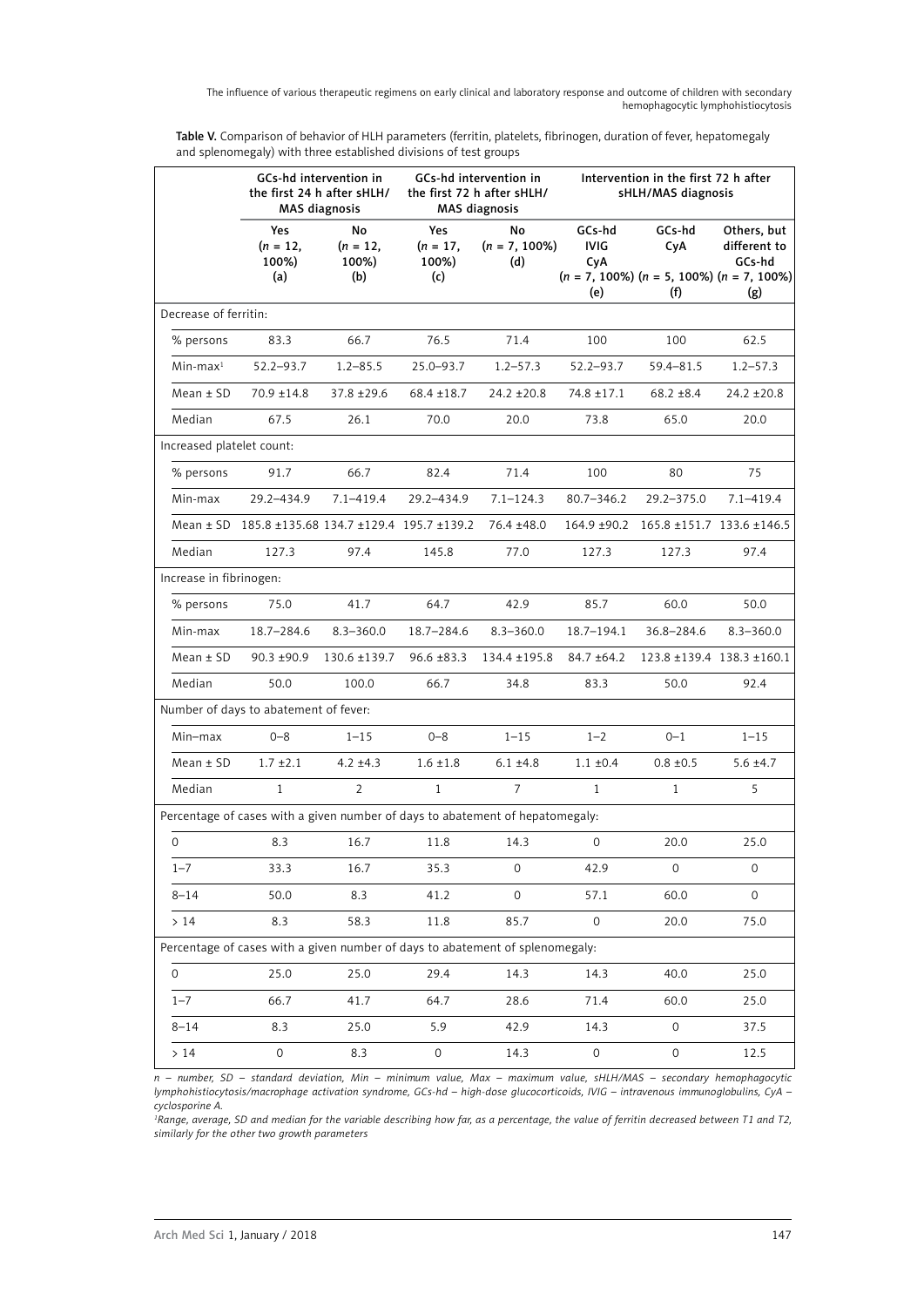**Table V.** Comparison of behavior of HLH parameters (ferritin, platelets, fibrinogen, duration of fever, hepatomegaly and splenomegaly) with three established divisions of test groups

| | GCs-hd intervention in the first 24 h after sHLH/MAS diagnosis | | GCs-hd intervention in the first 72 h after sHLH/MAS diagnosis | | Intervention in the first 72 h after sHLH/MAS diagnosis | | |
|---|---|---|---|---|---|---|---|
| | Yes (*n* = 12, 100%) (a) | No (*n* = 12, 100%) (b) | Yes (*n* = 17, 100%) (c) | No (*n* = 7, 100%) (d) | GCs-hd IVIG CyA (*n* = 7, 100%) (e) | GCs-hd CyA (*n* = 5, 100%) (f) | Others, but different to GCs-hd (*n* = 7, 100%) (g) |
| Decrease of ferritin: | | | | | | | |
| % persons | 83.3 | 66.7 | 76.5 | 71.4 | 100 | 100 | 62.5 |
| Min-max[1] | 52.2–93.7 | 1.2–85.5 | 25.0–93.7 | 1.2–57.3 | 52.2–93.7 | 59.4–81.5 | 1.2–57.3 |
| Mean ± SD | 70.9 ±14.8 | 37.8 ±29.6 | 68.4 ±18.7 | 24.2 ±20.8 | 74.8 ±17.1 | 68.2 ±8.4 | 24.2 ±20.8 |
| Median | 67.5 | 26.1 | 70.0 | 20.0 | 73.8 | 65.0 | 20.0 |
| Increased platelet count: | | | | | | | |
| % persons | 91.7 | 66.7 | 82.4 | 71.4 | 100 | 80 | 75 |
| Min-max | 29.2–434.9 | 7.1–419.4 | 29.2–434.9 | 7.1–124.3 | 80.7–346.2 | 29.2–375.0 | 7.1–419.4 |
| Mean ± SD | 185.8 ±135.68 | 134.7 ±129.4 | 195.7 ±139.2 | 76.4 ±48.0 | 164.9 ±90.2 | 165.8 ±151.7 | 133.6 ±146.5 |
| Median | 127.3 | 97.4 | 145.8 | 77.0 | 127.3 | 127.3 | 97.4 |
| Increase in fibrinogen: | | | | | | | |
| % persons | 75.0 | 41.7 | 64.7 | 42.9 | 85.7 | 60.0 | 50.0 |
| Min-max | 18.7–284.6 | 8.3–360.0 | 18.7–284.6 | 8.3–360.0 | 18.7–194.1 | 36.8–284.6 | 8.3–360.0 |
| Mean ± SD | 90.3 ±90.9 | 130.6 ±139.7 | 96.6 ±83.3 | 134.4 ±195.8 | 84.7 ±64.2 | 123.8 ±139.4 | 138.3 ±160.1 |
| Median | 50.0 | 100.0 | 66.7 | 34.8 | 83.3 | 50.0 | 92.4 |
| Number of days to abatement of fever: | | | | | | | |
| Min–max | 0–8 | 1–15 | 0–8 | 1–15 | 1–2 | 0–1 | 1–15 |
| Mean ± SD | 1.7 ±2.1 | 4.2 ±4.3 | 1.6 ±1.8 | 6.1 ±4.8 | 1.1 ±0.4 | 0.8 ±0.5 | 5.6 ±4.7 |
| Median | 1 | 2 | 1 | 7 | 1 | 1 | 5 |
| Percentage of cases with a given number of days to abatement of hepatomegaly: | | | | | | | |
| 0 | 8.3 | 16.7 | 11.8 | 14.3 | 0 | 20.0 | 25.0 |
| 1–7 | 33.3 | 16.7 | 35.3 | 0 | 42.9 | 0 | 0 |
| 8–14 | 50.0 | 8.3 | 41.2 | 0 | 57.1 | 60.0 | 0 |
| > 14 | 8.3 | 58.3 | 11.8 | 85.7 | 0 | 20.0 | 75.0 |
| Percentage of cases with a given number of days to abatement of splenomegaly: | | | | | | | |
| 0 | 25.0 | 25.0 | 29.4 | 14.3 | 14.3 | 40.0 | 25.0 |
| 1–7 | 66.7 | 41.7 | 64.7 | 28.6 | 71.4 | 60.0 | 25.0 |
| 8–14 | 8.3 | 25.0 | 5.9 | 42.9 | 14.3 | 0 | 37.5 |
| > 14 | 0 | 8.3 | 0 | 14.3 | 0 | 0 | 12.5 |

*n – number, SD – standard deviation, Min – minimum value, Max – maximum value, sHLH/MAS – secondary hemophagocytic lymphohistiocytosis/macrophage activation syndrome, GCs-hd – high-dose glucocorticoids, IVIG – intravenous immunoglobulins, CyA – cyclosporine A.*

*[1]Range, average, SD and median for the variable describing how far, as a percentage, the value of ferritin decreased between T1 and T2, similarly for the other two growth parameters*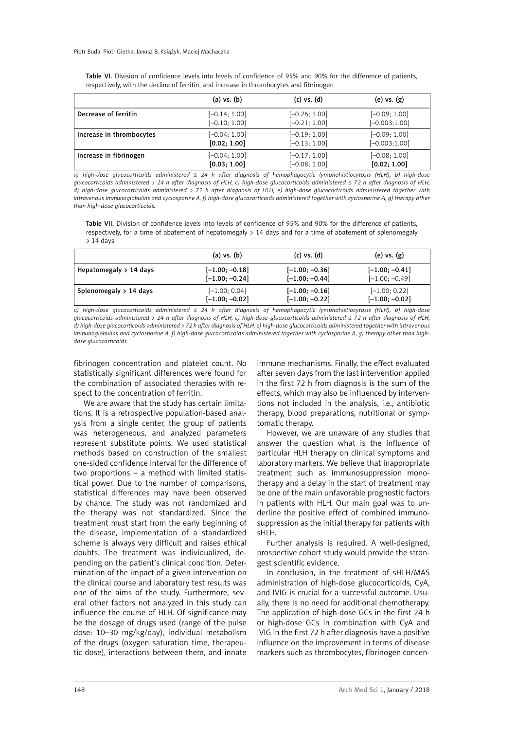Table VI. Division of confidence levels into levels of confidence of 95% and 90% for the difference of patients, respectively, with the decline of ferritin, and increase in thrombocytes and fibrinogen

| | (a) vs. (b) | (c) vs. (d) | (e) vs. (g) |
|---|---|---|---|
| Decrease of ferritin | [–0.14; 1.00]<br>[–0.10; 1.00] | [–0.26; 1.00]<br>[–0.21; 1.00] | [–0.09; 1.00]<br>[–0.003;1.00] |
| Increase in thrombocytes | [–0.04; 1.00]<br>**[0.02; 1.00]** | [–0.19; 1.00]<br>[–0.13; 1.00] | [–0.09; 1.00]<br>[–0.003;1.00] |
| Increase in fibrinogen | [–0.04; 1.00]<br>**[0.03; 1.00]** | [–0.17; 1.00]<br>[–0.08; 1.00] | [–0.08; 1.00]<br>**[0.02; 1.00]** |

*a) high-dose glucocorticoids administered ≤ 24 h after diagnosis of hemophagocytic lymphohistiocytosis (HLH), b) high-dose glucocorticoids administered > 24 h after diagnosis of HLH, c) high-dose glucocorticoids administered ≤ 72 h after diagnosis of HLH, d) high-dose glucocorticoids administered > 72 h after diagnosis of HLH, e) high-dose glucocorticoids administered together with intravenous immunoglobulins and cyclosporine A, f) high-dose glucocorticoids administered together with cyclosporine A, g) therapy other than high-dose glucocorticoids.*

Table VII. Division of confidence levels into levels of confidence of 95% and 90% for the difference of patients, respectively, for a time of abatement of hepatomegaly > 14 days and for a time of abatement of splenomegaly > 14 days

| | (a) vs. (b) | (c) vs. (d) | (e) vs. (g) |
|---|---|---|---|
| Hepatomegaly > 14 days | **[–1.00; –0.18]**<br>**[–1.00; –0.24]** | **[–1.00; –0.36]**<br>**[–1.00; –0.44]** | **[–1.00; –0.41]**<br>[–1.00; –0.49] |
| Splenomegaly > 14 days | [–1.00; 0.04]<br>**[–1.00; –0.02]** | **[–1.00; –0.16]**<br>**[–1.00; –0.22]** | [–1.00; 0.22]<br>**[–1.00; –0.02]** |

*a) high-dose glucocorticoids administered ≤ 24 h after diagnosis of hemophagocytic lymphohistiocytosis (HLH), b) high-dose glucocorticoids administered > 24 h after diagnosis of HLH, c) high-dose glucocorticoids administered ≤ 72 h after diagnosis of HLH, d) high-dose glucocorticoids administered > 72 h after diagnosis of HLH, e) high-dose glucocorticoids administered together with intravenous immunoglobulins and cyclosporine A, f) high-dose glucocorticoids administered together with cyclosporine A, g) therapy other than high-dose glucocorticoids.*

fibrinogen concentration and platelet count. No statistically significant differences were found for the combination of associated therapies with respect to the concentration of ferritin.

We are aware that the study has certain limitations. It is a retrospective population-based analysis from a single center, the group of patients was heterogeneous, and analyzed parameters represent substitute points. We used statistical methods based on construction of the smallest one-sided confidence interval for the difference of two proportions – a method with limited statistical power. Due to the number of comparisons, statistical differences may have been observed by chance. The study was not randomized and the therapy was not standardized. Since the treatment must start from the early beginning of the disease, implementation of a standardized scheme is always very difficult and raises ethical doubts. The treatment was individualized, depending on the patient's clinical condition. Determination of the impact of a given intervention on the clinical course and laboratory test results was one of the aims of the study. Furthermore, several other factors not analyzed in this study can influence the course of HLH. Of significance may be the dosage of drugs used (range of the pulse dose: 10–30 mg/kg/day), individual metabolism of the drugs (oxygen saturation time, therapeutic dose), interactions between them, and innate immune mechanisms. Finally, the effect evaluated after seven days from the last intervention applied in the first 72 h from diagnosis is the sum of the effects, which may also be influenced by interventions not included in the analysis, i.e., antibiotic therapy, blood preparations, nutritional or symptomatic therapy.

However, we are unaware of any studies that answer the question what is the influence of particular HLH therapy on clinical symptoms and laboratory markers. We believe that inappropriate treatment such as immunosuppression monotherapy and a delay in the start of treatment may be one of the main unfavorable prognostic factors in patients with HLH. Our main goal was to underline the positive effect of combined immunosuppression as the initial therapy for patients with sHLH.

Further analysis is required. A well-designed, prospective cohort study would provide the strongest scientific evidence.

In conclusion, in the treatment of sHLH/MAS administration of high-dose glucocorticoids, CyA, and IVIG is crucial for a successful outcome. Usually, there is no need for additional chemotherapy. The application of high-dose GCs in the first 24 h or high-dose GCs in combination with CyA and IVIG in the first 72 h after diagnosis have a positive influence on the improvement in terms of disease markers such as thrombocytes, fibrinogen concen-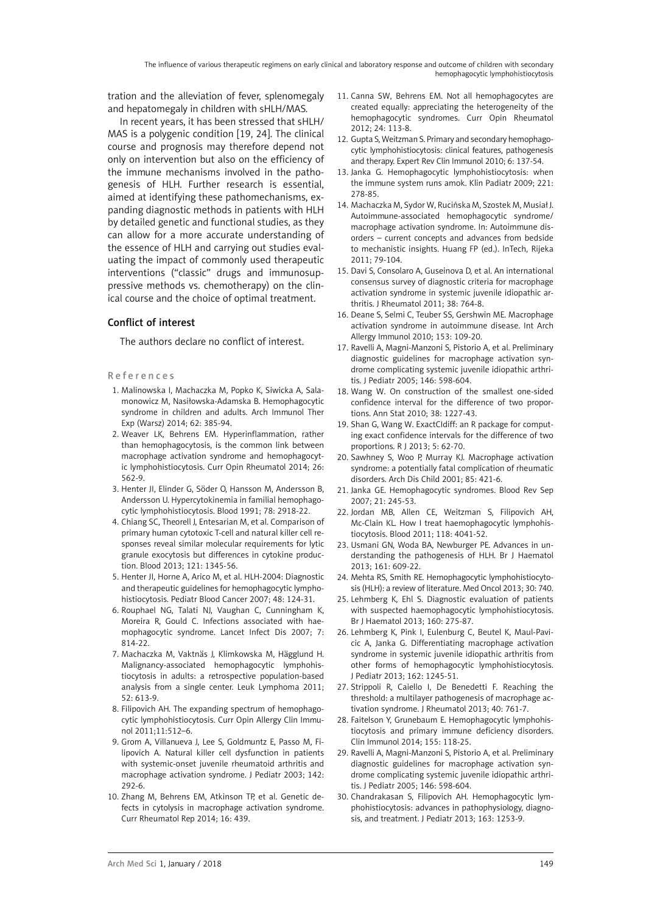tration and the alleviation of fever, splenomegaly and hepatomegaly in children with sHLH/MAS.

In recent years, it has been stressed that sHLH/MAS is a polygenic condition [19, 24]. The clinical course and prognosis may therefore depend not only on intervention but also on the efficiency of the immune mechanisms involved in the pathogenesis of HLH. Further research is essential, aimed at identifying these pathomechanisms, expanding diagnostic methods in patients with HLH by detailed genetic and functional studies, as they can allow for a more accurate understanding of the essence of HLH and carrying out studies evaluating the impact of commonly used therapeutic interventions ("classic" drugs and immunosuppressive methods vs. chemotherapy) on the clinical course and the choice of optimal treatment.

## Conflict of interest

The authors declare no conflict of interest.

## References

1. Malinowska I, Machaczka M, Popko K, Siwicka A, Salamonowicz M, Nasiłowska-Adamska B. Hemophagocytic syndrome in children and adults. Arch Immunol Ther Exp (Warsz) 2014; 62: 385-94.
2. Weaver LK, Behrens EM. Hyperinflammation, rather than hemophagocytosis, is the common link between macrophage activation syndrome and hemophagocytic lymphohistiocytosis. Curr Opin Rheumatol 2014; 26: 562-9.
3. Henter JI, Elinder G, Söder O, Hansson M, Andersson B, Andersson U. Hypercytokinemia in familial hemophagocytic lymphohistiocytosis. Blood 1991; 78: 2918-22.
4. Chiang SC, Theorell J, Entesarian M, et al. Comparison of primary human cytotoxic T-cell and natural killer cell responses reveal similar molecular requirements for lytic granule exocytosis but differences in cytokine production. Blood 2013; 121: 1345-56.
5. Henter JI, Horne A, Arico M, et al. HLH-2004: Diagnostic and therapeutic guidelines for hemophagocytic lymphohistiocytosis. Pediatr Blood Cancer 2007; 48: 124-31.
6. Rouphael NG, Talati NJ, Vaughan C, Cunningham K, Moreira R, Gould C. Infections associated with haemophagocytic syndrome. Lancet Infect Dis 2007; 7: 814-22.
7. Machaczka M, Vaktnäs J, Klimkowska M, Hägglund H. Malignancy-associated hemophagocytic lymphohistiocytosis in adults: a retrospective population-based analysis from a single center. Leuk Lymphoma 2011; 52: 613-9.
8. Filipovich AH. The expanding spectrum of hemophagocytic lymphohistiocytosis. Curr Opin Allergy Clin Immunol 2011;11:512–6.
9. Grom A, Villanueva J, Lee S, Goldmuntz E, Passo M, Filipovich A. Natural killer cell dysfunction in patients with systemic-onset juvenile rheumatoid arthritis and macrophage activation syndrome. J Pediatr 2003; 142: 292-6.
10. Zhang M, Behrens EM, Atkinson TP, et al. Genetic defects in cytolysis in macrophage activation syndrome. Curr Rheumatol Rep 2014; 16: 439.
11. Canna SW, Behrens EM. Not all hemophagocytes are created equally: appreciating the heterogeneity of the hemophagocytic syndromes. Curr Opin Rheumatol 2012; 24: 113-8.
12. Gupta S, Weitzman S. Primary and secondary hemophagocytic lymphohistiocytosis: clinical features, pathogenesis and therapy. Expert Rev Clin Immunol 2010; 6: 137-54.
13. Janka G. Hemophagocytic lymphohistiocytosis: when the immune system runs amok. Klin Padiatr 2009; 221: 278-85.
14. Machaczka M, Sydor W, Rucińska M, Szostek M, Musiał J. Autoimmune-associated hemophagocytic syndrome/macrophage activation syndrome. In: Autoimmune disorders – current concepts and advances from bedside to mechanistic insights. Huang FP (ed.). InTech, Rijeka 2011; 79-104.
15. Davi S, Consolaro A, Guseinova D, et al. An international consensus survey of diagnostic criteria for macrophage activation syndrome in systemic juvenile idiopathic arthritis. J Rheumatol 2011; 38: 764-8.
16. Deane S, Selmi C, Teuber SS, Gershwin ME. Macrophage activation syndrome in autoimmune disease. Int Arch Allergy Immunol 2010; 153: 109-20.
17. Ravelli A, Magni-Manzoni S, Pistorio A, et al. Preliminary diagnostic guidelines for macrophage activation syndrome complicating systemic juvenile idiopathic arthritis. J Pediatr 2005; 146: 598-604.
18. Wang W. On construction of the smallest one-sided confidence interval for the difference of two proportions. Ann Stat 2010; 38: 1227-43.
19. Shan G, Wang W. ExactCIdiff: an R package for computing exact confidence intervals for the difference of two proportions. R J 2013; 5: 62-70.
20. Sawhney S, Woo P, Murray KJ. Macrophage activation syndrome: a potentially fatal complication of rheumatic disorders. Arch Dis Child 2001; 85: 421-6.
21. Janka GE. Hemophagocytic syndromes. Blood Rev Sep 2007; 21: 245-53.
22. Jordan MB, Allen CE, Weitzman S, Filipovich AH, Mc-Clain KL. How I treat haemophagocytic lymphohistiocytosis. Blood 2011; 118: 4041-52.
23. Usmani GN, Woda BA, Newburger PE. Advances in understanding the pathogenesis of HLH. Br J Haematol 2013; 161: 609-22.
24. Mehta RS, Smith RE. Hemophagocytic lymphohistiocytosis (HLH): a review of literature. Med Oncol 2013; 30: 740.
25. Lehmberg K, Ehl S. Diagnostic evaluation of patients with suspected haemophagocytic lymphohistiocytosis. Br J Haematol 2013; 160: 275-87.
26. Lehmberg K, Pink I, Eulenburg C, Beutel K, Maul-Pavicic A, Janka G. Differentiating macrophage activation syndrome in systemic juvenile idiopathic arthritis from other forms of hemophagocytic lymphohistiocytosis. J Pediatr 2013; 162: 1245-51.
27. Strippoli R, Caiello I, De Benedetti F. Reaching the threshold: a multilayer pathogenesis of macrophage activation syndrome. J Rheumatol 2013; 40: 761-7.
28. Faitelson Y, Grunebaum E. Hemophagocytic lymphohistiocytosis and primary immune deficiency disorders. Clin Immunol 2014; 155: 118-25.
29. Ravelli A, Magni-Manzoni S, Pistorio A, et al. Preliminary diagnostic guidelines for macrophage activation syndrome complicating systemic juvenile idiopathic arthritis. J Pediatr 2005; 146: 598-604.
30. Chandrakasan S, Filipovich AH. Hemophagocytic lymphohistiocytosis: advances in pathophysiology, diagnosis, and treatment. J Pediatr 2013; 163: 1253-9.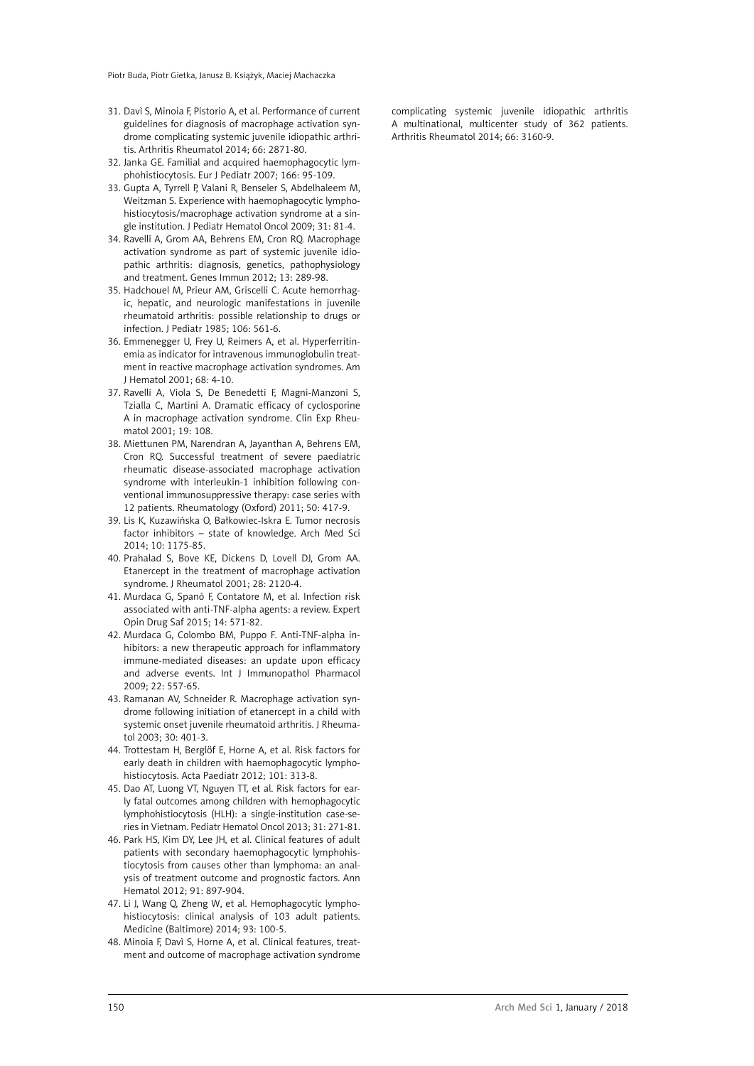31. Davì S, Minoia F, Pistorio A, et al. Performance of current guidelines for diagnosis of macrophage activation syndrome complicating systemic juvenile idiopathic arthritis. Arthritis Rheumatol 2014; 66: 2871-80.
32. Janka GE. Familial and acquired haemophagocytic lymphohistiocytosis. Eur J Pediatr 2007; 166: 95-109.
33. Gupta A, Tyrrell P, Valani R, Benseler S, Abdelhaleem M, Weitzman S. Experience with haemophagocytic lymphohistiocytosis/macrophage activation syndrome at a single institution. J Pediatr Hematol Oncol 2009; 31: 81-4.
34. Ravelli A, Grom AA, Behrens EM, Cron RQ. Macrophage activation syndrome as part of systemic juvenile idiopathic arthritis: diagnosis, genetics, pathophysiology and treatment. Genes Immun 2012; 13: 289-98.
35. Hadchouel M, Prieur AM, Griscelli C. Acute hemorrhagic, hepatic, and neurologic manifestations in juvenile rheumatoid arthritis: possible relationship to drugs or infection. J Pediatr 1985; 106: 561-6.
36. Emmenegger U, Frey U, Reimers A, et al. Hyperferritinemia as indicator for intravenous immunoglobulin treatment in reactive macrophage activation syndromes. Am J Hematol 2001; 68: 4-10.
37. Ravelli A, Viola S, De Benedetti F, Magni-Manzoni S, Tzialla C, Martini A. Dramatic efficacy of cyclosporine A in macrophage activation syndrome. Clin Exp Rheumatol 2001; 19: 108.
38. Miettunen PM, Narendran A, Jayanthan A, Behrens EM, Cron RQ. Successful treatment of severe paediatric rheumatic disease-associated macrophage activation syndrome with interleukin-1 inhibition following conventional immunosuppressive therapy: case series with 12 patients. Rheumatology (Oxford) 2011; 50: 417-9.
39. Lis K, Kuzawińska O, Bałkowiec-Iskra E. Tumor necrosis factor inhibitors – state of knowledge. Arch Med Sci 2014; 10: 1175-85.
40. Prahalad S, Bove KE, Dickens D, Lovell DJ, Grom AA. Etanercept in the treatment of macrophage activation syndrome. J Rheumatol 2001; 28: 2120-4.
41. Murdaca G, Spanò F, Contatore M, et al. Infection risk associated with anti-TNF-alpha agents: a review. Expert Opin Drug Saf 2015; 14: 571-82.
42. Murdaca G, Colombo BM, Puppo F. Anti-TNF-alpha inhibitors: a new therapeutic approach for inflammatory immune-mediated diseases: an update upon efficacy and adverse events. Int J Immunopathol Pharmacol 2009; 22: 557-65.
43. Ramanan AV, Schneider R. Macrophage activation syndrome following initiation of etanercept in a child with systemic onset juvenile rheumatoid arthritis. J Rheumatol 2003; 30: 401-3.
44. Trottestam H, Berglöf E, Horne A, et al. Risk factors for early death in children with haemophagocytic lymphohistiocytosis. Acta Paediatr 2012; 101: 313-8.
45. Dao AT, Luong VT, Nguyen TT, et al. Risk factors for early fatal outcomes among children with hemophagocytic lymphohistiocytosis (HLH): a single-institution case-series in Vietnam. Pediatr Hematol Oncol 2013; 31: 271-81.
46. Park HS, Kim DY, Lee JH, et al. Clinical features of adult patients with secondary haemophagocytic lymphohistiocytosis from causes other than lymphoma: an analysis of treatment outcome and prognostic factors. Ann Hematol 2012; 91: 897-904.
47. Li J, Wang Q, Zheng W, et al. Hemophagocytic lymphohistiocytosis: clinical analysis of 103 adult patients. Medicine (Baltimore) 2014; 93: 100-5.
48. Minoia F, Davì S, Horne A, et al. Clinical features, treatment and outcome of macrophage activation syndrome complicating systemic juvenile idiopathic arthritis A multinational, multicenter study of 362 patients. Arthritis Rheumatol 2014; 66: 3160-9.